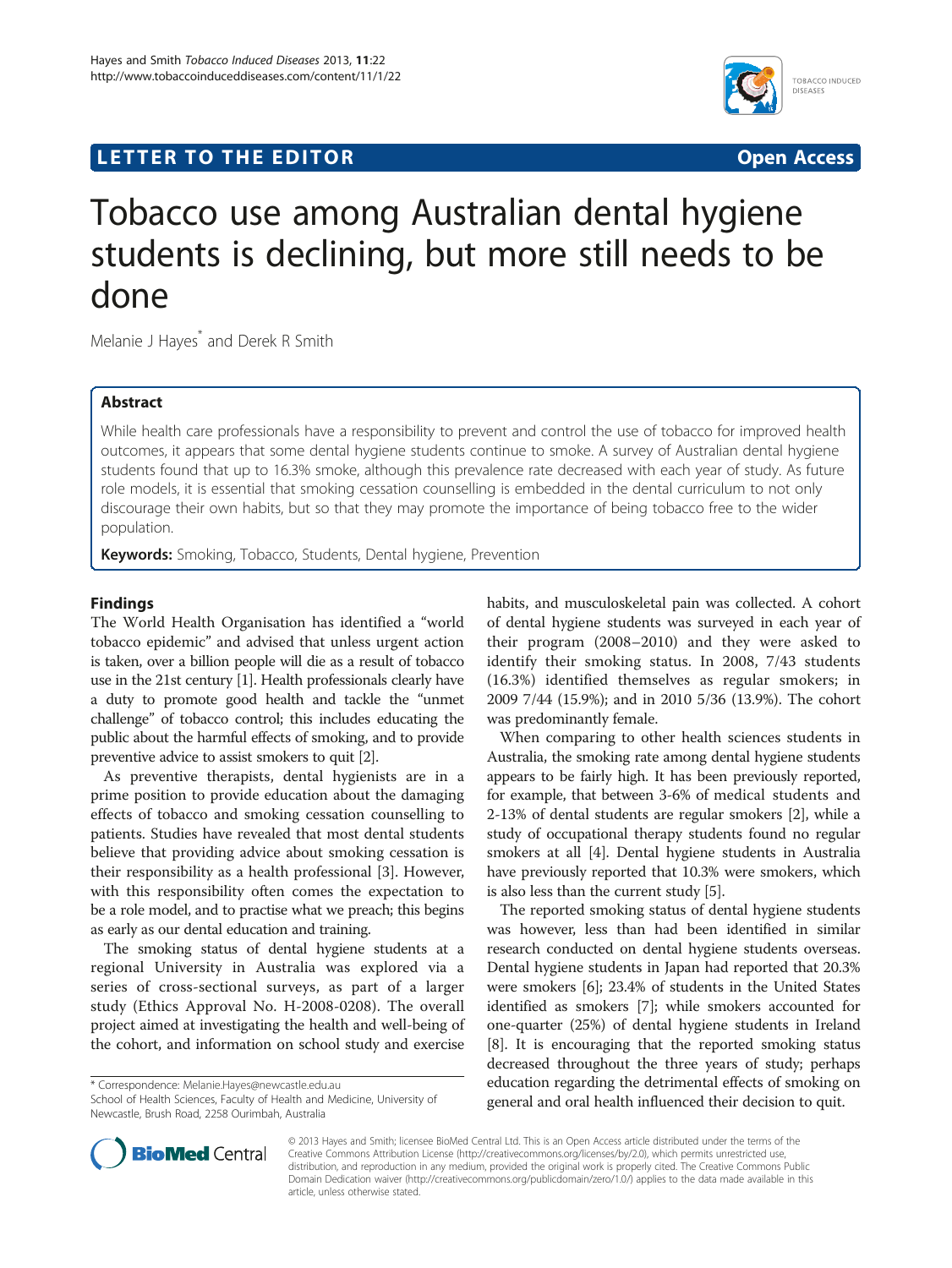LETTER TO THE EDITOR

Open Access

# Tobacco use among Australian dental hygiene students is declining, but more still needs to be done

Melanie J Hayes* and Derek R Smith

## Abstract

While health care professionals have a responsibility to prevent and control the use of tobacco for improved health outcomes, it appears that some dental hygiene students continue to smoke. A survey of Australian dental hygiene students found that up to 16.3% smoke, although this prevalence rate decreased with each year of study. As future role models, it is essential that smoking cessation counselling is embedded in the dental curriculum to not only discourage their own habits, but so that they may promote the importance of being tobacco free to the wider population.

**Keywords:** Smoking, Tobacco, Students, Dental hygiene, Prevention

## Findings

The World Health Organisation has identified a "world tobacco epidemic" and advised that unless urgent action is taken, over a billion people will die as a result of tobacco use in the 21st century [1]. Health professionals clearly have a duty to promote good health and tackle the "unmet challenge" of tobacco control; this includes educating the public about the harmful effects of smoking, and to provide preventive advice to assist smokers to quit [2].

As preventive therapists, dental hygienists are in a prime position to provide education about the damaging effects of tobacco and smoking cessation counselling to patients. Studies have revealed that most dental students believe that providing advice about smoking cessation is their responsibility as a health professional [3]. However, with this responsibility often comes the expectation to be a role model, and to practise what we preach; this begins as early as our dental education and training.

The smoking status of dental hygiene students at a regional University in Australia was explored via a series of cross-sectional surveys, as part of a larger study (Ethics Approval No. H-2008-0208). The overall project aimed at investigating the health and well-being of the cohort, and information on school study and exercise habits, and musculoskeletal pain was collected. A cohort of dental hygiene students was surveyed in each year of their program (2008–2010) and they were asked to identify their smoking status. In 2008, 7/43 students (16.3%) identified themselves as regular smokers; in 2009 7/44 (15.9%); and in 2010 5/36 (13.9%). The cohort was predominantly female.

When comparing to other health sciences students in Australia, the smoking rate among dental hygiene students appears to be fairly high. It has been previously reported, for example, that between 3-6% of medical students and 2-13% of dental students are regular smokers [2], while a study of occupational therapy students found no regular smokers at all [4]. Dental hygiene students in Australia have previously reported that 10.3% were smokers, which is also less than the current study [5].

The reported smoking status of dental hygiene students was however, less than had been identified in similar research conducted on dental hygiene students overseas. Dental hygiene students in Japan had reported that 20.3% were smokers [6]; 23.4% of students in the United States identified as smokers [7]; while smokers accounted for one-quarter (25%) of dental hygiene students in Ireland [8]. It is encouraging that the reported smoking status decreased throughout the three years of study; perhaps education regarding the detrimental effects of smoking on general and oral health influenced their decision to quit.

\* Correspondence: Melanie.Hayes@newcastle.edu.au
School of Health Sciences, Faculty of Health and Medicine, University of Newcastle, Brush Road, 2258 Ourimbah, Australia

© 2013 Hayes and Smith; licensee BioMed Central Ltd. This is an Open Access article distributed under the terms of the Creative Commons Attribution License (http://creativecommons.org/licenses/by/2.0), which permits unrestricted use, distribution, and reproduction in any medium, provided the original work is properly cited. The Creative Commons Public Domain Dedication waiver (http://creativecommons.org/publicdomain/zero/1.0/) applies to the data made available in this article, unless otherwise stated.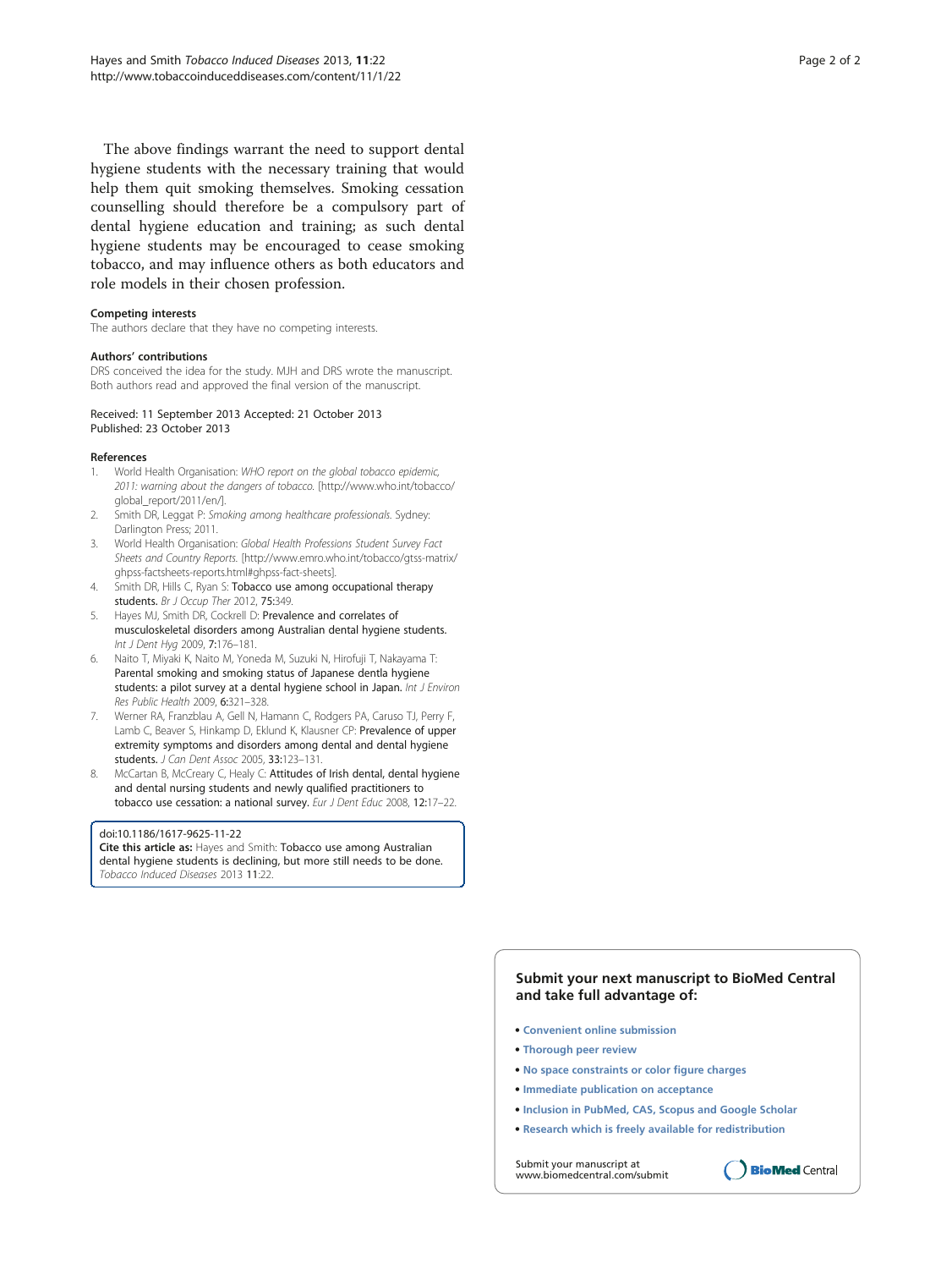The above findings warrant the need to support dental hygiene students with the necessary training that would help them quit smoking themselves. Smoking cessation counselling should therefore be a compulsory part of dental hygiene education and training; as such dental hygiene students may be encouraged to cease smoking tobacco, and may influence others as both educators and role models in their chosen profession.

#### Competing interests

The authors declare that they have no competing interests.

#### Authors' contributions

DRS conceived the idea for the study. MJH and DRS wrote the manuscript. Both authors read and approved the final version of the manuscript.

Received: 11 September 2013 Accepted: 21 October 2013
Published: 23 October 2013

#### References

1. World Health Organisation: *WHO report on the global tobacco epidemic, 2011: warning about the dangers of tobacco.* [http://www.who.int/tobacco/global_report/2011/en/].
2. Smith DR, Leggat P: *Smoking among healthcare professionals.* Sydney: Darlington Press; 2011.
3. World Health Organisation: *Global Health Professions Student Survey Fact Sheets and Country Reports.* [http://www.emro.who.int/tobacco/gtss-matrix/ghpss-factsheets-reports.html#ghpss-fact-sheets].
4. Smith DR, Hills C, Ryan S: **Tobacco use among occupational therapy students.** *Br J Occup Ther* 2012, **75**:349.
5. Hayes MJ, Smith DR, Cockrell D: **Prevalence and correlates of musculoskeletal disorders among Australian dental hygiene students.** *Int J Dent Hyg* 2009, **7**:176–181.
6. Naito T, Miyaki K, Naito M, Yoneda M, Suzuki N, Hirofuji T, Nakayama T: **Parental smoking and smoking status of Japanese dentla hygiene students: a pilot survey at a dental hygiene school in Japan.** *Int J Environ Res Public Health* 2009, **6**:321–328.
7. Werner RA, Franzblau A, Gell N, Hamann C, Rodgers PA, Caruso TJ, Perry F, Lamb C, Beaver S, Hinkamp D, Eklund K, Klausner CP: **Prevalence of upper extremity symptoms and disorders among dental and dental hygiene students.** *J Can Dent Assoc* 2005, **33**:123–131.
8. McCartan B, McCreary C, Healy C: **Attitudes of Irish dental, dental hygiene and dental nursing students and newly qualified practitioners to tobacco use cessation: a national survey.** *Eur J Dent Educ* 2008, **12**:17–22.

doi:10.1186/1617-9625-11-22
**Cite this article as:** Hayes and Smith: Tobacco use among Australian dental hygiene students is declining, but more still needs to be done. *Tobacco Induced Diseases* 2013 **11**:22.

**Submit your next manuscript to BioMed Central and take full advantage of:**

- **Convenient online submission**
- **Thorough peer review**
- **No space constraints or color figure charges**
- **Immediate publication on acceptance**
- **Inclusion in PubMed, CAS, Scopus and Google Scholar**
- **Research which is freely available for redistribution**

Submit your manuscript at
www.biomedcentral.com/submit

BioMed Central